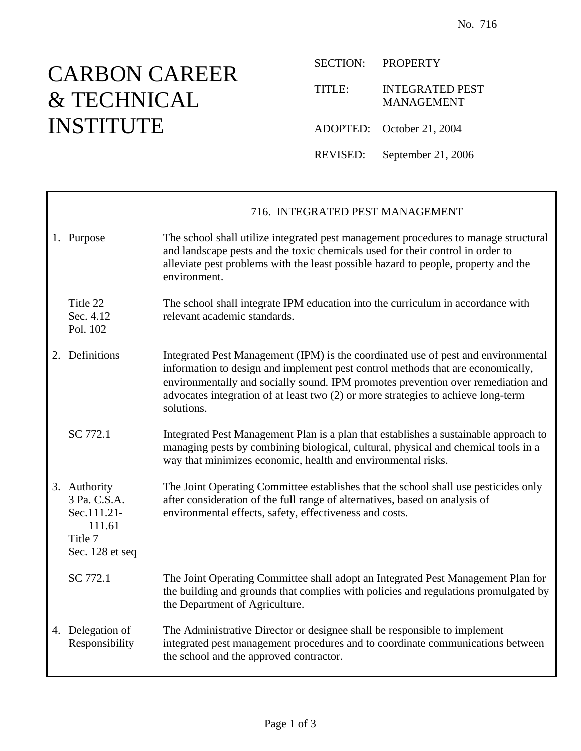No. 716

# CARBON CAREER & TECHNICAL INSTITUTE

SECTION: PROPERTY

TITLE: INTEGRATED PEST MANAGEMENT

ADOPTED: October 21, 2004

REVISED: September 21, 2006

## 716. INTEGRATED PEST MANAGEMENT

| | |
|---|---|
| 1. Purpose | The school shall utilize integrated pest management procedures to manage structural and landscape pests and the toxic chemicals used for their control in order to alleviate pest problems with the least possible hazard to people, property and the environment. |
| Title 22 Sec. 4.12 Pol. 102 | The school shall integrate IPM education into the curriculum in accordance with relevant academic standards. |
| 2. Definitions | Integrated Pest Management (IPM) is the coordinated use of pest and environmental information to design and implement pest control methods that are economically, environmentally and socially sound. IPM promotes prevention over remediation and advocates integration of at least two (2) or more strategies to achieve long-term solutions. |
| SC 772.1 | Integrated Pest Management Plan is a plan that establishes a sustainable approach to managing pests by combining biological, cultural, physical and chemical tools in a way that minimizes economic, health and environmental risks. |
| 3. Authority 3 Pa. C.S.A. Sec.111.21-111.61 Title 7 Sec. 128 et seq | The Joint Operating Committee establishes that the school shall use pesticides only after consideration of the full range of alternatives, based on analysis of environmental effects, safety, effectiveness and costs. |
| SC 772.1 | The Joint Operating Committee shall adopt an Integrated Pest Management Plan for the building and grounds that complies with policies and regulations promulgated by the Department of Agriculture. |
| 4. Delegation of Responsibility | The Administrative Director or designee shall be responsible to implement integrated pest management procedures and to coordinate communications between the school and the approved contractor. |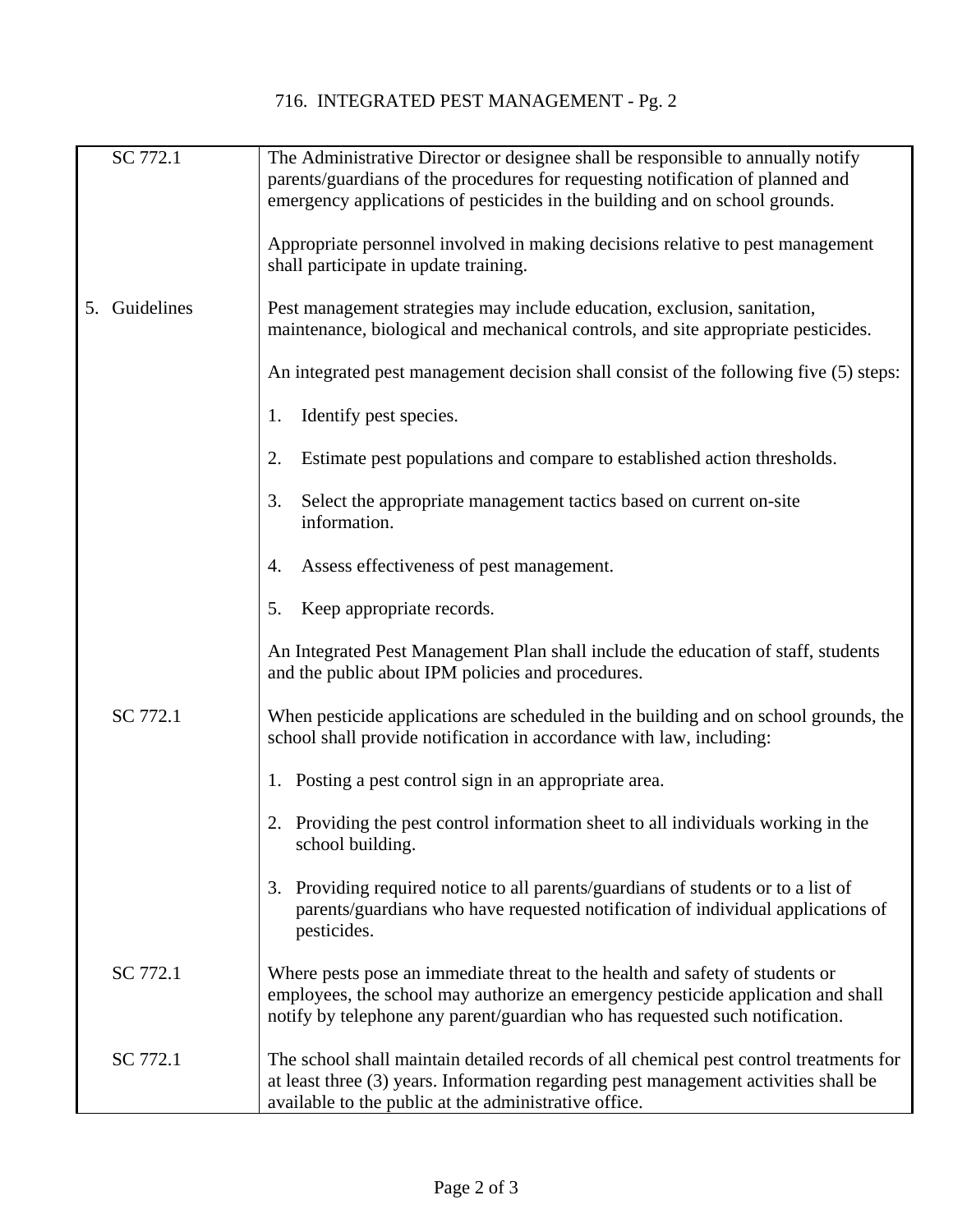716. INTEGRATED PEST MANAGEMENT - Pg. 2

| | |
|---|---|
| SC 772.1 | The Administrative Director or designee shall be responsible to annually notify parents/guardians of the procedures for requesting notification of planned and emergency applications of pesticides in the building and on school grounds.<br><br>Appropriate personnel involved in making decisions relative to pest management shall participate in update training. |
| 5. Guidelines | Pest management strategies may include education, exclusion, sanitation, maintenance, biological and mechanical controls, and site appropriate pesticides.<br><br>An integrated pest management decision shall consist of the following five (5) steps:<br><br>1. Identify pest species.<br><br>2. Estimate pest populations and compare to established action thresholds.<br><br>3. Select the appropriate management tactics based on current on-site information.<br><br>4. Assess effectiveness of pest management.<br><br>5. Keep appropriate records.<br><br>An Integrated Pest Management Plan shall include the education of staff, students and the public about IPM policies and procedures. |
| SC 772.1 | When pesticide applications are scheduled in the building and on school grounds, the school shall provide notification in accordance with law, including:<br><br>1. Posting a pest control sign in an appropriate area.<br><br>2. Providing the pest control information sheet to all individuals working in the school building.<br><br>3. Providing required notice to all parents/guardians of students or to a list of parents/guardians who have requested notification of individual applications of pesticides. |
| SC 772.1 | Where pests pose an immediate threat to the health and safety of students or employees, the school may authorize an emergency pesticide application and shall notify by telephone any parent/guardian who has requested such notification. |
| SC 772.1 | The school shall maintain detailed records of all chemical pest control treatments for at least three (3) years. Information regarding pest management activities shall be available to the public at the administrative office. |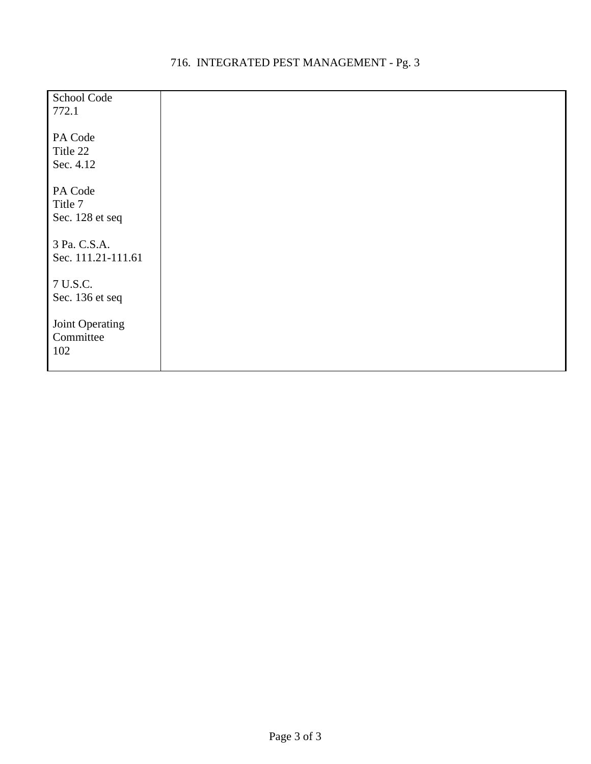| | |
|---|---|
| School Code<br>772.1<br><br>PA Code<br>Title 22<br>Sec. 4.12<br><br>PA Code<br>Title 7<br>Sec. 128 et seq<br><br>3 Pa. C.S.A.<br>Sec. 111.21-111.61<br><br>7 U.S.C.<br>Sec. 136 et seq<br><br>Joint Operating<br>Committee<br>102 | |